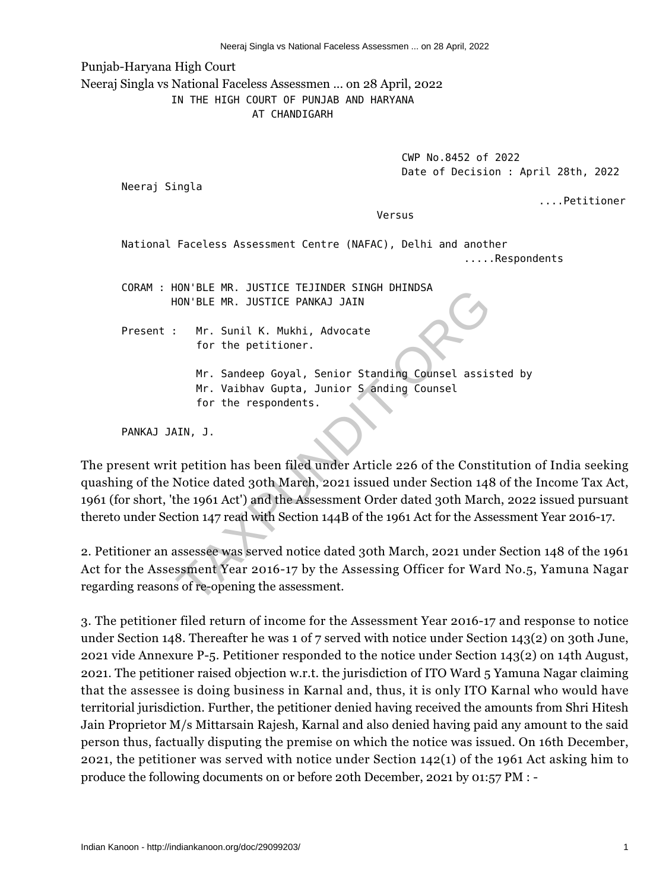Punjab-Haryana High Court

Neeraj Singla vs National Faceless Assessmen ... on 28 April, 2022

IN THE HIGH COURT OF PUNJAB AND HARYANA
AT CHANDIGARH

CWP No.8452 of 2022
Date of Decision : April 28th, 2022

Neeraj Singla ....Petitioner

Versus

National Faceless Assessment Centre (NAFAC), Delhi and another .....Respondents

CORAM : HON'BLE MR. JUSTICE TEJINDER SINGH DHINDSA
HON'BLE MR. JUSTICE PANKAJ JAIN

Present : Mr. Sunil K. Mukhi, Advocate
for the petitioner.

Mr. Sandeep Goyal, Senior Standing Counsel assisted by
Mr. Vaibhav Gupta, Junior Standing Counsel
for the respondents.

PANKAJ JAIN, J.

The present writ petition has been filed under Article 226 of the Constitution of India seeking quashing of the Notice dated 30th March, 2021 issued under Section 148 of the Income Tax Act, 1961 (for short, 'the 1961 Act') and the Assessment Order dated 30th March, 2022 issued pursuant thereto under Section 147 read with Section 144B of the 1961 Act for the Assessment Year 2016-17.

2. Petitioner an assessee was served notice dated 30th March, 2021 under Section 148 of the 1961 Act for the Assessment Year 2016-17 by the Assessing Officer for Ward No.5, Yamuna Nagar regarding reasons of re-opening the assessment.

3. The petitioner filed return of income for the Assessment Year 2016-17 and response to notice under Section 148. Thereafter he was 1 of 7 served with notice under Section 143(2) on 30th June, 2021 vide Annexure P-5. Petitioner responded to the notice under Section 143(2) on 14th August, 2021. The petitioner raised objection w.r.t. the jurisdiction of ITO Ward 5 Yamuna Nagar claiming that the assessee is doing business in Karnal and, thus, it is only ITO Karnal who would have territorial jurisdiction. Further, the petitioner denied having received the amounts from Shri Hitesh Jain Proprietor M/s Mittarsain Rajesh, Karnal and also denied having paid any amount to the said person thus, factually disputing the premise on which the notice was issued. On 16th December, 2021, the petitioner was served with notice under Section 142(1) of the 1961 Act asking him to produce the following documents on or before 20th December, 2021 by 01:57 PM : -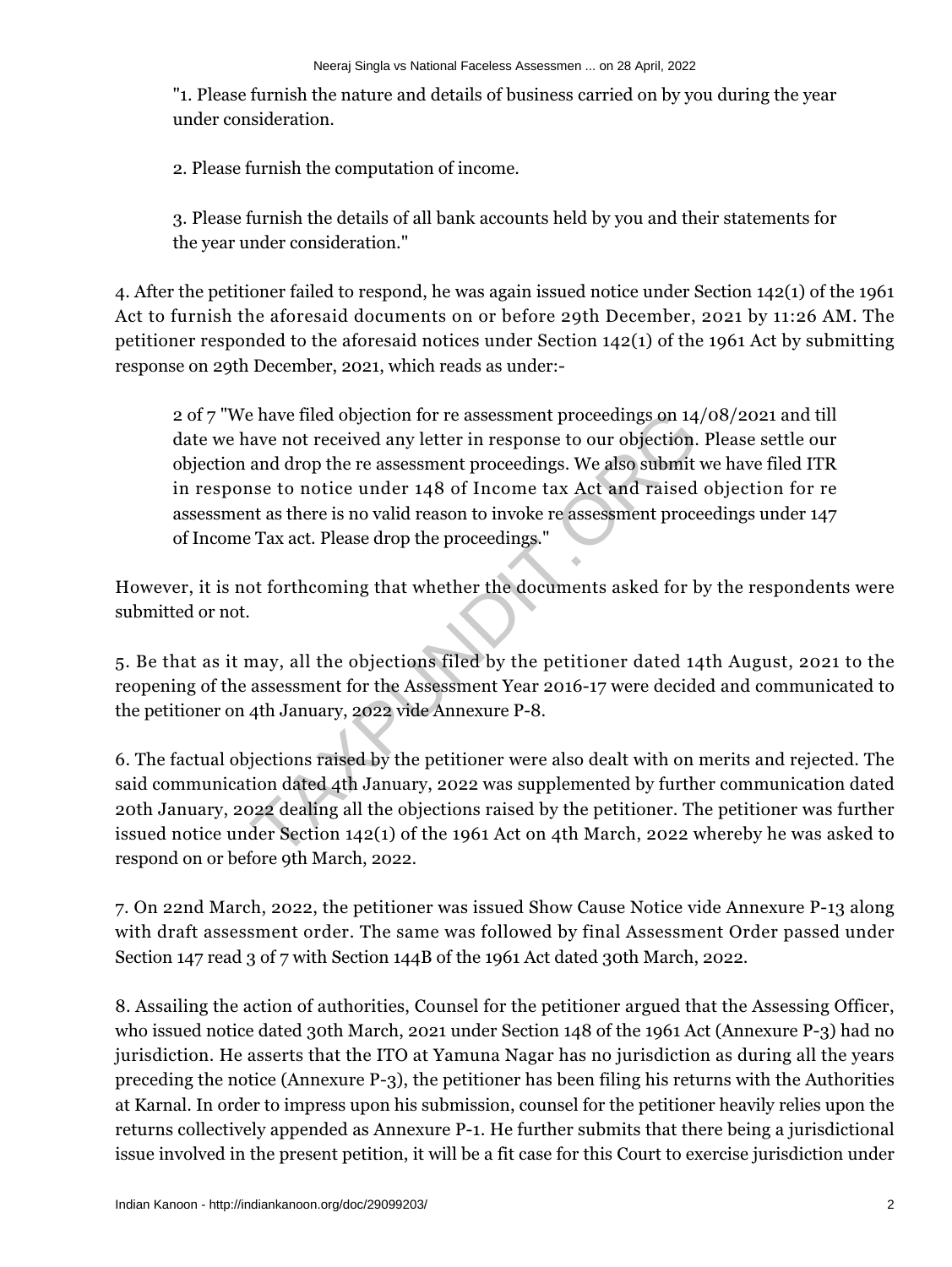"1. Please furnish the nature and details of business carried on by you during the year under consideration.

2. Please furnish the computation of income.

3. Please furnish the details of all bank accounts held by you and their statements for the year under consideration."

4. After the petitioner failed to respond, he was again issued notice under Section 142(1) of the 1961 Act to furnish the aforesaid documents on or before 29th December, 2021 by 11:26 AM. The petitioner responded to the aforesaid notices under Section 142(1) of the 1961 Act by submitting response on 29th December, 2021, which reads as under:-

> "We have filed objection for re assessment proceedings on 14/08/2021 and till date we have not received any letter in response to our objection. Please settle our objection and drop the re assessment proceedings. We also submit we have filed ITR in response to notice under 148 of Income tax Act and raised objection for re assessment as there is no valid reason to invoke re assessment proceedings under 147 of Income Tax act. Please drop the proceedings."

However, it is not forthcoming that whether the documents asked for by the respondents were submitted or not.

5. Be that as it may, all the objections filed by the petitioner dated 14th August, 2021 to the reopening of the assessment for the Assessment Year 2016-17 were decided and communicated to the petitioner on 4th January, 2022 vide Annexure P-8.

6. The factual objections raised by the petitioner were also dealt with on merits and rejected. The said communication dated 4th January, 2022 was supplemented by further communication dated 20th January, 2022 dealing all the objections raised by the petitioner. The petitioner was further issued notice under Section 142(1) of the 1961 Act on 4th March, 2022 whereby he was asked to respond on or before 9th March, 2022.

7. On 22nd March, 2022, the petitioner was issued Show Cause Notice vide Annexure P-13 along with draft assessment order. The same was followed by final Assessment Order passed under Section 147 read with Section 144B of the 1961 Act dated 30th March, 2022.

8. Assailing the action of authorities, Counsel for the petitioner argued that the Assessing Officer, who issued notice dated 30th March, 2021 under Section 148 of the 1961 Act (Annexure P-3) had no jurisdiction. He asserts that the ITO at Yamuna Nagar has no jurisdiction as during all the years preceding the notice (Annexure P-3), the petitioner has been filing his returns with the Authorities at Karnal. In order to impress upon his submission, counsel for the petitioner heavily relies upon the returns collectively appended as Annexure P-1. He further submits that there being a jurisdictional issue involved in the present petition, it will be a fit case for this Court to exercise jurisdiction under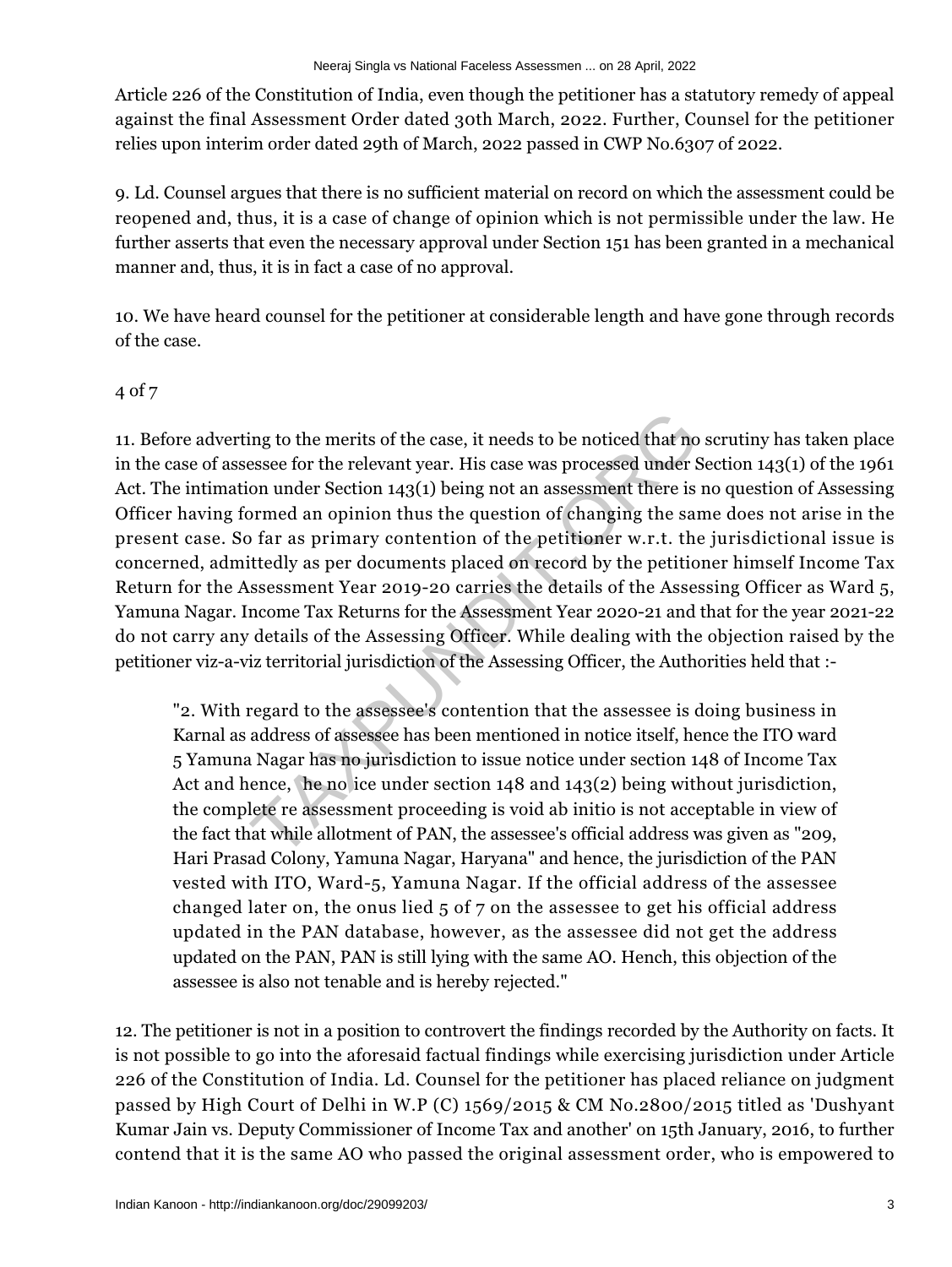Article 226 of the Constitution of India, even though the petitioner has a statutory remedy of appeal against the final Assessment Order dated 30th March, 2022. Further, Counsel for the petitioner relies upon interim order dated 29th of March, 2022 passed in CWP No.6307 of 2022.

9. Ld. Counsel argues that there is no sufficient material on record on which the assessment could be reopened and, thus, it is a case of change of opinion which is not permissible under the law. He further asserts that even the necessary approval under Section 151 has been granted in a mechanical manner and, thus, it is in fact a case of no approval.

10. We have heard counsel for the petitioner at considerable length and have gone through records of the case.

4 of 7

11. Before adverting to the merits of the case, it needs to be noticed that no scrutiny has taken place in the case of assessee for the relevant year. His case was processed under Section 143(1) of the 1961 Act. The intimation under Section 143(1) being not an assessment there is no question of Assessing Officer having formed an opinion thus the question of changing the same does not arise in the present case. So far as primary contention of the petitioner w.r.t. the jurisdictional issue is concerned, admittedly as per documents placed on record by the petitioner himself Income Tax Return for the Assessment Year 2019-20 carries the details of the Assessing Officer as Ward 5, Yamuna Nagar. Income Tax Returns for the Assessment Year 2020-21 and that for the year 2021-22 do not carry any details of the Assessing Officer. While dealing with the objection raised by the petitioner viz-a-viz territorial jurisdiction of the Assessing Officer, the Authorities held that :-

> "2. With regard to the assessee's contention that the assessee is doing business in Karnal as address of assessee has been mentioned in notice itself, hence the ITO ward 5 Yamuna Nagar has no jurisdiction to issue notice under section 148 of Income Tax Act and hence, he no ice under section 148 and 143(2) being without jurisdiction, the complete re assessment proceeding is void ab initio is not acceptable in view of the fact that while allotment of PAN, the assessee's official address was given as "209, Hari Prasad Colony, Yamuna Nagar, Haryana" and hence, the jurisdiction of the PAN vested with ITO, Ward-5, Yamuna Nagar. If the official address of the assessee changed later on, the onus lied 5 of 7 on the assessee to get his official address updated in the PAN database, however, as the assessee did not get the address updated on the PAN, PAN is still lying with the same AO. Hench, this objection of the assessee is also not tenable and is hereby rejected."

12. The petitioner is not in a position to controvert the findings recorded by the Authority on facts. It is not possible to go into the aforesaid factual findings while exercising jurisdiction under Article 226 of the Constitution of India. Ld. Counsel for the petitioner has placed reliance on judgment passed by High Court of Delhi in W.P (C) 1569/2015 & CM No.2800/2015 titled as 'Dushyant Kumar Jain vs. Deputy Commissioner of Income Tax and another' on 15th January, 2016, to further contend that it is the same AO who passed the original assessment order, who is empowered to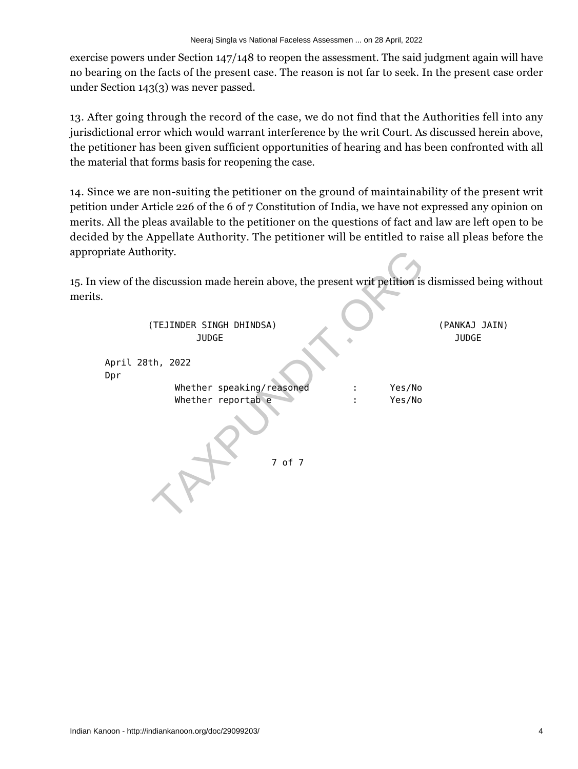exercise powers under Section 147/148 to reopen the assessment. The said judgment again will have no bearing on the facts of the present case. The reason is not far to seek. In the present case order under Section 143(3) was never passed.

13. After going through the record of the case, we do not find that the Authorities fell into any jurisdictional error which would warrant interference by the writ Court. As discussed herein above, the petitioner has been given sufficient opportunities of hearing and has been confronted with all the material that forms basis for reopening the case.

14. Since we are non-suiting the petitioner on the ground of maintainability of the present writ petition under Article 226 of the 6 of 7 Constitution of India, we have not expressed any opinion on merits. All the pleas available to the petitioner on the questions of fact and law are left open to be decided by the Appellate Authority. The petitioner will be entitled to raise all pleas before the appropriate Authority.

15. In view of the discussion made herein above, the present writ petition is dismissed being without merits.

(TEJINDER SINGH DHINDSA)
JUDGE

(PANKAJ JAIN)
JUDGE

April 28th, 2022
Dpr

Whether speaking/reasoned : Yes/No
Whether reportab e : Yes/No